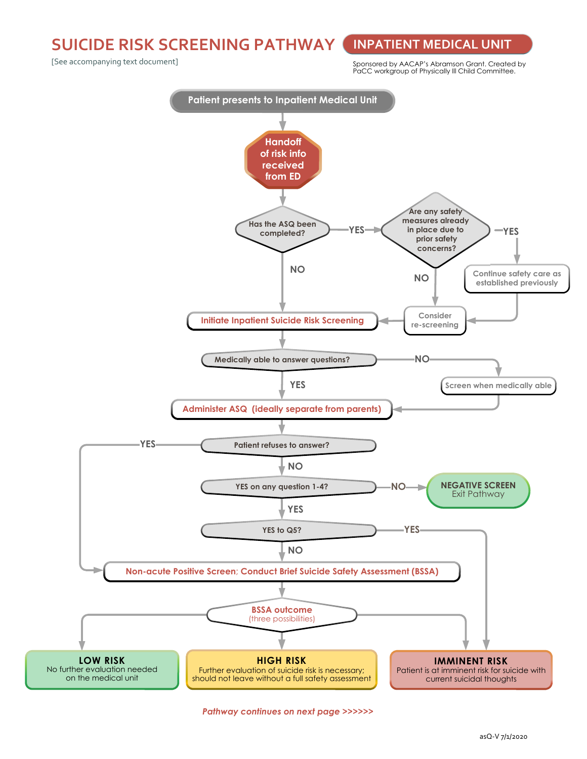# SUICIDE RISK SCREENING PATHWAY

## INPATIENT MEDICAL UNIT

[See accompanying text document]

Sponsored by AACAP's Abramson Grant. Created by PaCC workgroup of Physically Ill Child Committee.

**Patient presents to Inpatient Medical Unit**

↓

**Handoff of risk info received from ED**

↓

**Has the ASQ been completed?**

- YES → **Are any safety measures already in place due to prior safety concerns?**
  - YES → Continue safety care as established previously → Consider re-screening
  - NO → Consider re-screening → Initiate Inpatient Suicide Risk Screening
- NO → **Initiate Inpatient Suicide Risk Screening**

↓

**Medically able to answer questions?**

- NO → Screen when medically able → Administer ASQ
- YES → **Administer ASQ (ideally separate from parents)**

↓

**Patient refuses to answer?**

- YES → Non-acute Positive Screen; Conduct Brief Suicide Safety Assessment (BSSA)
- NO → **YES on any question 1-4?**
  - NO → **NEGATIVE SCREEN** Exit Pathway
  - YES → **YES to Q5?**
    - YES → IMMINENT RISK
    - NO → **Non-acute Positive Screen; Conduct Brief Suicide Safety Assessment (BSSA)**

↓

**BSSA outcome** (three possibilities)

- **LOW RISK** – No further evaluation needed on the medical unit
- **HIGH RISK** – Further evaluation of suicide risk is necessary; should not leave without a full safety assessment
- **IMMINENT RISK** – Patient is at imminent risk for suicide with current suicidal thoughts

*Pathway continues on next page >>>>>>*

asQ-V 7/1/2020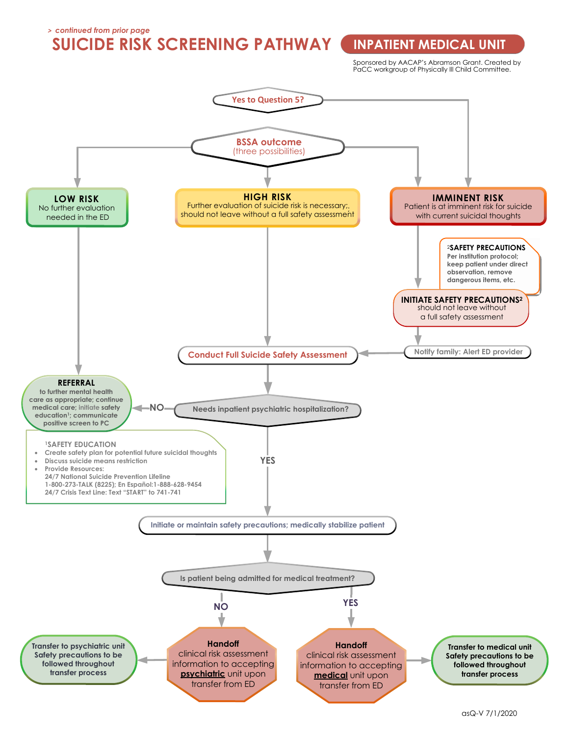> *continued from prior page*

# SUICIDE RISK SCREENING PATHWAY

## INPATIENT MEDICAL UNIT

Sponsored by AACAP's Abramson Grant. Created by PaCC workgroup of Physically Ill Child Committee.

**Yes to Question 5?**

**BSSA outcome**
(three possibilities)

**LOW RISK**
No further evaluation needed in the ED

**HIGH RISK**
Further evaluation of suicide risk is necessary;, should not leave without a full safety assessment

**IMMINENT RISK**
Patient is at imminent risk for suicide with current suicidal thoughts

[2]**SAFETY PRECAUTIONS**
Per institution protocol; keep patient under direct observation, remove dangerous items, etc.

**INITIATE SAFETY PRECAUTIONS**[2]
should not leave without a full safety assessment

Notify family: Alert ED provider

**Conduct Full Suicide Safety Assessment**

**Needs inpatient psychiatric hospitalization?**

NO

**REFERRAL**
to further mental health care as appropriate; continue medical care; initiate safety education[1]; communicate positive screen to PC

[1]**SAFETY EDUCATION**
- Create safety plan for potential future suicidal thoughts
- Discuss suicide means restriction
- Provide Resources:
  24/7 National Suicide Prevention Lifeline
  1-800-273-TALK (8225); En Español:1-888-628-9454
  24/7 Crisis Text Line: Text "START" to 741-741

YES

**Initiate or maintain safety precautions; medically stabilize patient**

**Is patient being admitted for medical treatment?**

NO

**Handoff**
clinical risk assessment information to accepting **psychiatric** unit upon transfer from ED

**Transfer to psychiatric unit**
Safety precautions to be followed throughout transfer process

YES

**Handoff**
clinical risk assessment information to accepting **medical** unit upon transfer from ED

**Transfer to medical unit**
Safety precautions to be followed throughout transfer process

asQ-V 7/1/2020